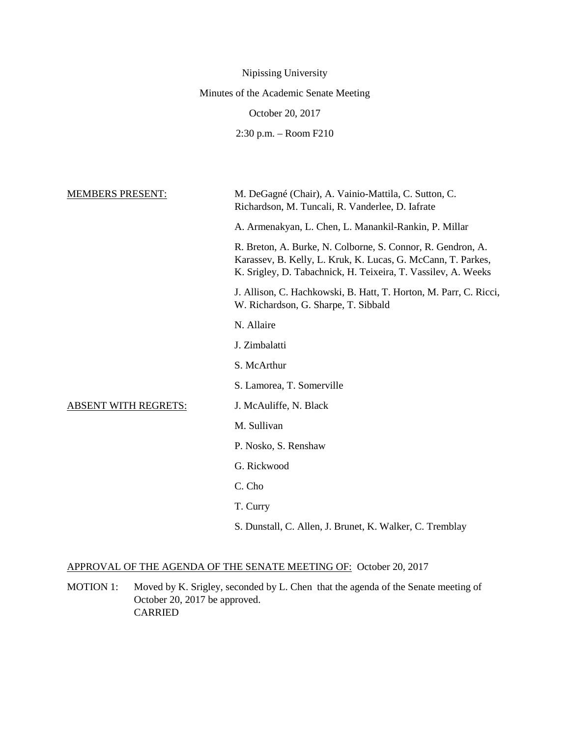Nipissing University

Minutes of the Academic Senate Meeting

October 20, 2017

2:30 p.m. – Room F210

MEMBERS PRESENT:

M. DeGagné (Chair), A. Vainio-Mattila, C. Sutton, C. Richardson, M. Tuncali, R. Vanderlee, D. Iafrate

A. Armenakyan, L. Chen, L. Manankil-Rankin, P. Millar

R. Breton, A. Burke, N. Colborne, S. Connor, R. Gendron, A. Karassev, B. Kelly, L. Kruk, K. Lucas, G. McCann, T. Parkes, K. Srigley, D. Tabachnick, H. Teixeira, T. Vassilev, A. Weeks

J. Allison, C. Hachkowski, B. Hatt, T. Horton, M. Parr, C. Ricci, W. Richardson, G. Sharpe, T. Sibbald

N. Allaire

J. Zimbalatti

S. McArthur

S. Lamorea, T. Somerville

ABSENT WITH REGRETS:

J. McAuliffe, N. Black

M. Sullivan

P. Nosko, S. Renshaw

G. Rickwood

C. Cho

T. Curry

S. Dunstall, C. Allen, J. Brunet, K. Walker, C. Tremblay

APPROVAL OF THE AGENDA OF THE SENATE MEETING OF: October 20, 2017

MOTION 1: Moved by K. Srigley, seconded by L. Chen that the agenda of the Senate meeting of October 20, 2017 be approved.
CARRIED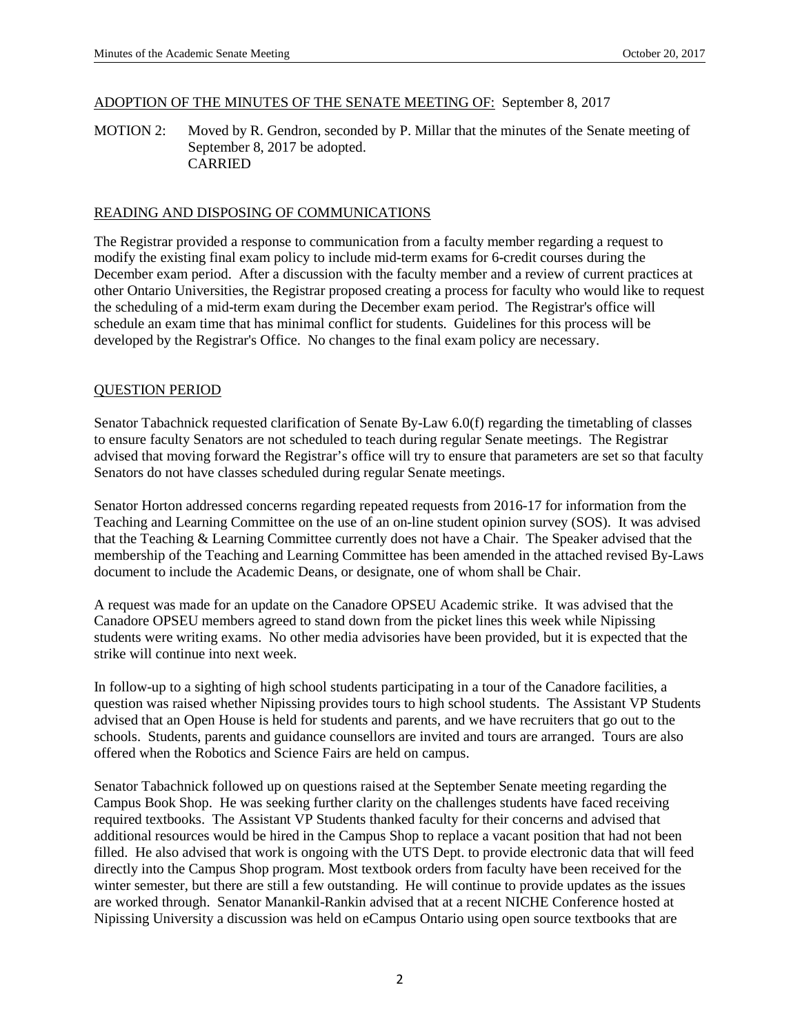ADOPTION OF THE MINUTES OF THE SENATE MEETING OF: September 8, 2017

MOTION 2: Moved by R. Gendron, seconded by P. Millar that the minutes of the Senate meeting of September 8, 2017 be adopted.
CARRIED

READING AND DISPOSING OF COMMUNICATIONS

The Registrar provided a response to communication from a faculty member regarding a request to modify the existing final exam policy to include mid-term exams for 6-credit courses during the December exam period. After a discussion with the faculty member and a review of current practices at other Ontario Universities, the Registrar proposed creating a process for faculty who would like to request the scheduling of a mid-term exam during the December exam period. The Registrar's office will schedule an exam time that has minimal conflict for students. Guidelines for this process will be developed by the Registrar's Office. No changes to the final exam policy are necessary.

QUESTION PERIOD

Senator Tabachnick requested clarification of Senate By-Law 6.0(f) regarding the timetabling of classes to ensure faculty Senators are not scheduled to teach during regular Senate meetings. The Registrar advised that moving forward the Registrar's office will try to ensure that parameters are set so that faculty Senators do not have classes scheduled during regular Senate meetings.

Senator Horton addressed concerns regarding repeated requests from 2016-17 for information from the Teaching and Learning Committee on the use of an on-line student opinion survey (SOS). It was advised that the Teaching & Learning Committee currently does not have a Chair. The Speaker advised that the membership of the Teaching and Learning Committee has been amended in the attached revised By-Laws document to include the Academic Deans, or designate, one of whom shall be Chair.

A request was made for an update on the Canadore OPSEU Academic strike. It was advised that the Canadore OPSEU members agreed to stand down from the picket lines this week while Nipissing students were writing exams. No other media advisories have been provided, but it is expected that the strike will continue into next week.

In follow-up to a sighting of high school students participating in a tour of the Canadore facilities, a question was raised whether Nipissing provides tours to high school students. The Assistant VP Students advised that an Open House is held for students and parents, and we have recruiters that go out to the schools. Students, parents and guidance counsellors are invited and tours are arranged. Tours are also offered when the Robotics and Science Fairs are held on campus.

Senator Tabachnick followed up on questions raised at the September Senate meeting regarding the Campus Book Shop. He was seeking further clarity on the challenges students have faced receiving required textbooks. The Assistant VP Students thanked faculty for their concerns and advised that additional resources would be hired in the Campus Shop to replace a vacant position that had not been filled. He also advised that work is ongoing with the UTS Dept. to provide electronic data that will feed directly into the Campus Shop program. Most textbook orders from faculty have been received for the winter semester, but there are still a few outstanding. He will continue to provide updates as the issues are worked through. Senator Manankil-Rankin advised that at a recent NICHE Conference hosted at Nipissing University a discussion was held on eCampus Ontario using open source textbooks that are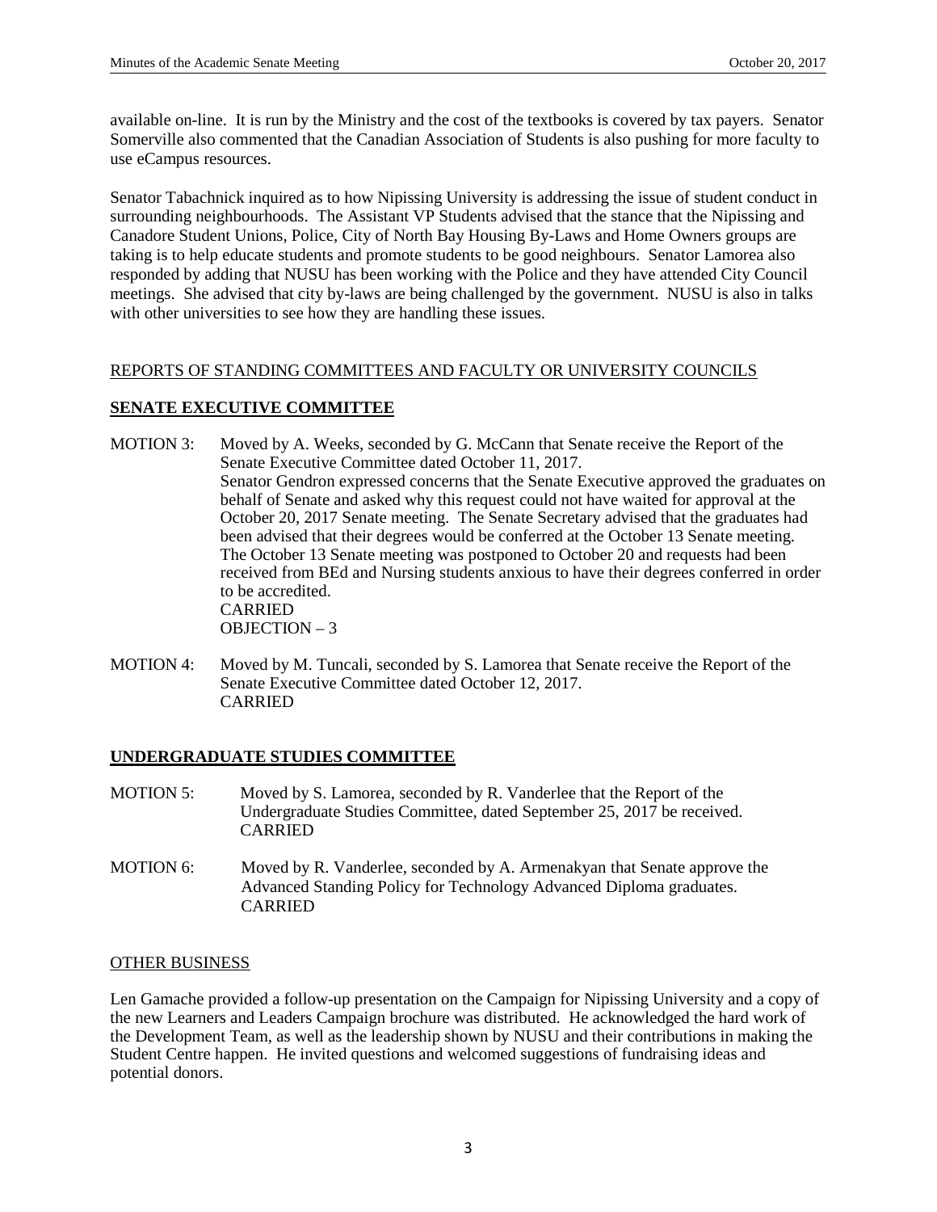available on-line. It is run by the Ministry and the cost of the textbooks is covered by tax payers. Senator Somerville also commented that the Canadian Association of Students is also pushing for more faculty to use eCampus resources.

Senator Tabachnick inquired as to how Nipissing University is addressing the issue of student conduct in surrounding neighbourhoods. The Assistant VP Students advised that the stance that the Nipissing and Canadore Student Unions, Police, City of North Bay Housing By-Laws and Home Owners groups are taking is to help educate students and promote students to be good neighbours. Senator Lamorea also responded by adding that NUSU has been working with the Police and they have attended City Council meetings. She advised that city by-laws are being challenged by the government. NUSU is also in talks with other universities to see how they are handling these issues.

## REPORTS OF STANDING COMMITTEES AND FACULTY OR UNIVERSITY COUNCILS

### SENATE EXECUTIVE COMMITTEE

MOTION 3: Moved by A. Weeks, seconded by G. McCann that Senate receive the Report of the Senate Executive Committee dated October 11, 2017.
Senator Gendron expressed concerns that the Senate Executive approved the graduates on behalf of Senate and asked why this request could not have waited for approval at the October 20, 2017 Senate meeting. The Senate Secretary advised that the graduates had been advised that their degrees would be conferred at the October 13 Senate meeting. The October 13 Senate meeting was postponed to October 20 and requests had been received from BEd and Nursing students anxious to have their degrees conferred in order to be accredited.
CARRIED
OBJECTION – 3

MOTION 4: Moved by M. Tuncali, seconded by S. Lamorea that Senate receive the Report of the Senate Executive Committee dated October 12, 2017.
CARRIED

### UNDERGRADUATE STUDIES COMMITTEE

MOTION 5: Moved by S. Lamorea, seconded by R. Vanderlee that the Report of the Undergraduate Studies Committee, dated September 25, 2017 be received.
CARRIED

MOTION 6: Moved by R. Vanderlee, seconded by A. Armenakyan that Senate approve the Advanced Standing Policy for Technology Advanced Diploma graduates.
CARRIED

## OTHER BUSINESS

Len Gamache provided a follow-up presentation on the Campaign for Nipissing University and a copy of the new Learners and Leaders Campaign brochure was distributed. He acknowledged the hard work of the Development Team, as well as the leadership shown by NUSU and their contributions in making the Student Centre happen. He invited questions and welcomed suggestions of fundraising ideas and potential donors.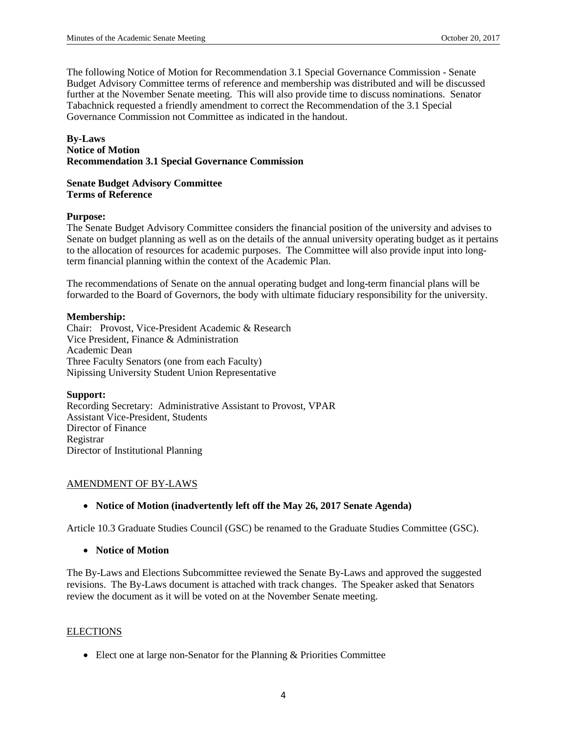The following Notice of Motion for Recommendation 3.1 Special Governance Commission - Senate Budget Advisory Committee terms of reference and membership was distributed and will be discussed further at the November Senate meeting. This will also provide time to discuss nominations. Senator Tabachnick requested a friendly amendment to correct the Recommendation of the 3.1 Special Governance Commission not Committee as indicated in the handout.

**By-Laws**
**Notice of Motion**
**Recommendation 3.1 Special Governance Commission**

**Senate Budget Advisory Committee**
**Terms of Reference**

**Purpose:**
The Senate Budget Advisory Committee considers the financial position of the university and advises to Senate on budget planning as well as on the details of the annual university operating budget as it pertains to the allocation of resources for academic purposes. The Committee will also provide input into long-term financial planning within the context of the Academic Plan.

The recommendations of Senate on the annual operating budget and long-term financial plans will be forwarded to the Board of Governors, the body with ultimate fiduciary responsibility for the university.

**Membership:**
Chair: Provost, Vice-President Academic & Research
Vice President, Finance & Administration
Academic Dean
Three Faculty Senators (one from each Faculty)
Nipissing University Student Union Representative

**Support:**
Recording Secretary: Administrative Assistant to Provost, VPAR
Assistant Vice-President, Students
Director of Finance
Registrar
Director of Institutional Planning

AMENDMENT OF BY-LAWS

- **Notice of Motion (inadvertently left off the May 26, 2017 Senate Agenda)**

Article 10.3 Graduate Studies Council (GSC) be renamed to the Graduate Studies Committee (GSC).

- **Notice of Motion**

The By-Laws and Elections Subcommittee reviewed the Senate By-Laws and approved the suggested revisions. The By-Laws document is attached with track changes. The Speaker asked that Senators review the document as it will be voted on at the November Senate meeting.

ELECTIONS

- Elect one at large non-Senator for the Planning & Priorities Committee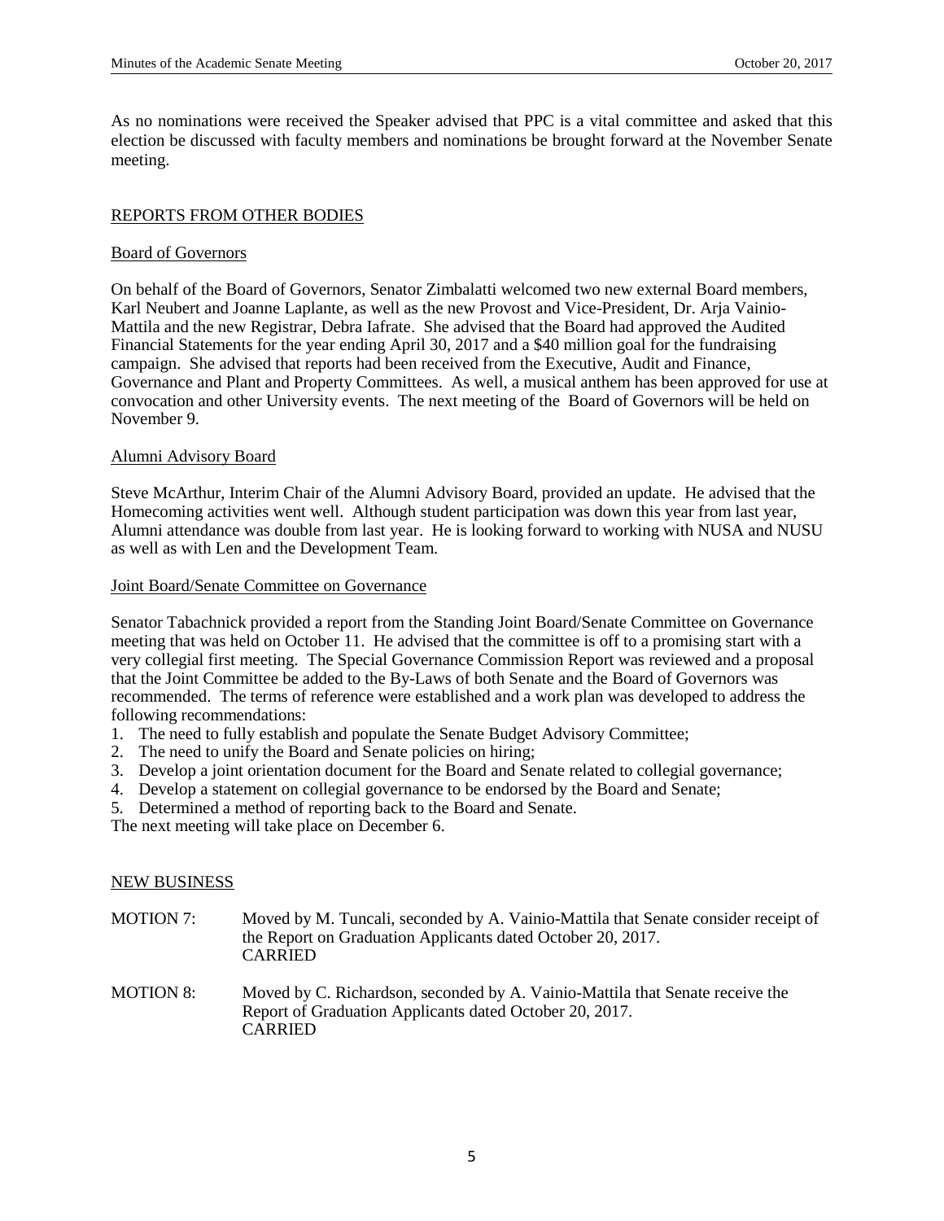As no nominations were received the Speaker advised that PPC is a vital committee and asked that this election be discussed with faculty members and nominations be brought forward at the November Senate meeting.

## REPORTS FROM OTHER BODIES

### Board of Governors

On behalf of the Board of Governors, Senator Zimbalatti welcomed two new external Board members, Karl Neubert and Joanne Laplante, as well as the new Provost and Vice-President, Dr. Arja Vainio-Mattila and the new Registrar, Debra Iafrate. She advised that the Board had approved the Audited Financial Statements for the year ending April 30, 2017 and a $40 million goal for the fundraising campaign. She advised that reports had been received from the Executive, Audit and Finance, Governance and Plant and Property Committees. As well, a musical anthem has been approved for use at convocation and other University events. The next meeting of the Board of Governors will be held on November 9.

### Alumni Advisory Board

Steve McArthur, Interim Chair of the Alumni Advisory Board, provided an update. He advised that the Homecoming activities went well. Although student participation was down this year from last year, Alumni attendance was double from last year. He is looking forward to working with NUSA and NUSU as well as with Len and the Development Team.

### Joint Board/Senate Committee on Governance

Senator Tabachnick provided a report from the Standing Joint Board/Senate Committee on Governance meeting that was held on October 11. He advised that the committee is off to a promising start with a very collegial first meeting. The Special Governance Commission Report was reviewed and a proposal that the Joint Committee be added to the By-Laws of both Senate and the Board of Governors was recommended. The terms of reference were established and a work plan was developed to address the following recommendations:

1. The need to fully establish and populate the Senate Budget Advisory Committee;
2. The need to unify the Board and Senate policies on hiring;
3. Develop a joint orientation document for the Board and Senate related to collegial governance;
4. Develop a statement on collegial governance to be endorsed by the Board and Senate;
5. Determined a method of reporting back to the Board and Senate.

The next meeting will take place on December 6.

## NEW BUSINESS

MOTION 7: Moved by M. Tuncali, seconded by A. Vainio-Mattila that Senate consider receipt of the Report on Graduation Applicants dated October 20, 2017.
CARRIED

MOTION 8: Moved by C. Richardson, seconded by A. Vainio-Mattila that Senate receive the Report of Graduation Applicants dated October 20, 2017.
CARRIED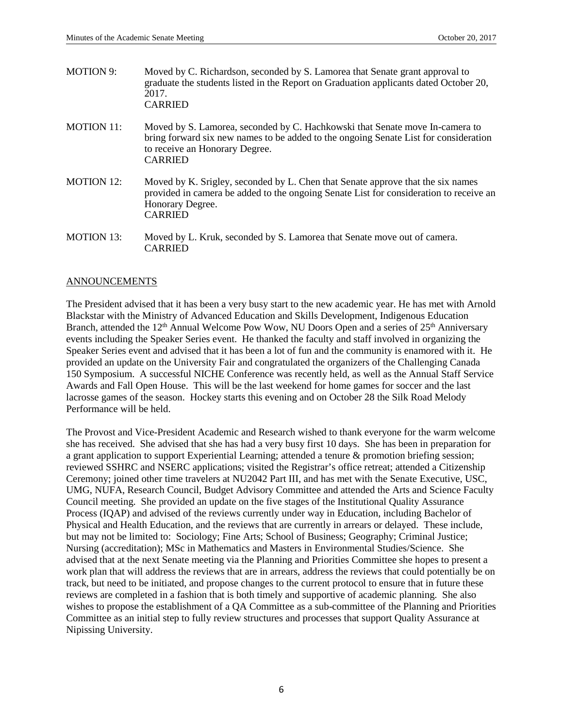MOTION 9: Moved by C. Richardson, seconded by S. Lamorea that Senate grant approval to graduate the students listed in the Report on Graduation applicants dated October 20, 2017.
CARRIED

MOTION 11: Moved by S. Lamorea, seconded by C. Hachkowski that Senate move In-camera to bring forward six new names to be added to the ongoing Senate List for consideration to receive an Honorary Degree.
CARRIED

MOTION 12: Moved by K. Srigley, seconded by L. Chen that Senate approve that the six names provided in camera be added to the ongoing Senate List for consideration to receive an Honorary Degree.
CARRIED

MOTION 13: Moved by L. Kruk, seconded by S. Lamorea that Senate move out of camera.
CARRIED

## ANNOUNCEMENTS

The President advised that it has been a very busy start to the new academic year. He has met with Arnold Blackstar with the Ministry of Advanced Education and Skills Development, Indigenous Education Branch, attended the 12th Annual Welcome Pow Wow, NU Doors Open and a series of 25th Anniversary events including the Speaker Series event. He thanked the faculty and staff involved in organizing the Speaker Series event and advised that it has been a lot of fun and the community is enamored with it. He provided an update on the University Fair and congratulated the organizers of the Challenging Canada 150 Symposium. A successful NICHE Conference was recently held, as well as the Annual Staff Service Awards and Fall Open House. This will be the last weekend for home games for soccer and the last lacrosse games of the season. Hockey starts this evening and on October 28 the Silk Road Melody Performance will be held.

The Provost and Vice-President Academic and Research wished to thank everyone for the warm welcome she has received. She advised that she has had a very busy first 10 days. She has been in preparation for a grant application to support Experiential Learning; attended a tenure & promotion briefing session; reviewed SSHRC and NSERC applications; visited the Registrar's office retreat; attended a Citizenship Ceremony; joined other time travelers at NU2042 Part III, and has met with the Senate Executive, USC, UMG, NUFA, Research Council, Budget Advisory Committee and attended the Arts and Science Faculty Council meeting. She provided an update on the five stages of the Institutional Quality Assurance Process (IQAP) and advised of the reviews currently under way in Education, including Bachelor of Physical and Health Education, and the reviews that are currently in arrears or delayed. These include, but may not be limited to: Sociology; Fine Arts; School of Business; Geography; Criminal Justice; Nursing (accreditation); MSc in Mathematics and Masters in Environmental Studies/Science. She advised that at the next Senate meeting via the Planning and Priorities Committee she hopes to present a work plan that will address the reviews that are in arrears, address the reviews that could potentially be on track, but need to be initiated, and propose changes to the current protocol to ensure that in future these reviews are completed in a fashion that is both timely and supportive of academic planning. She also wishes to propose the establishment of a QA Committee as a sub-committee of the Planning and Priorities Committee as an initial step to fully review structures and processes that support Quality Assurance at Nipissing University.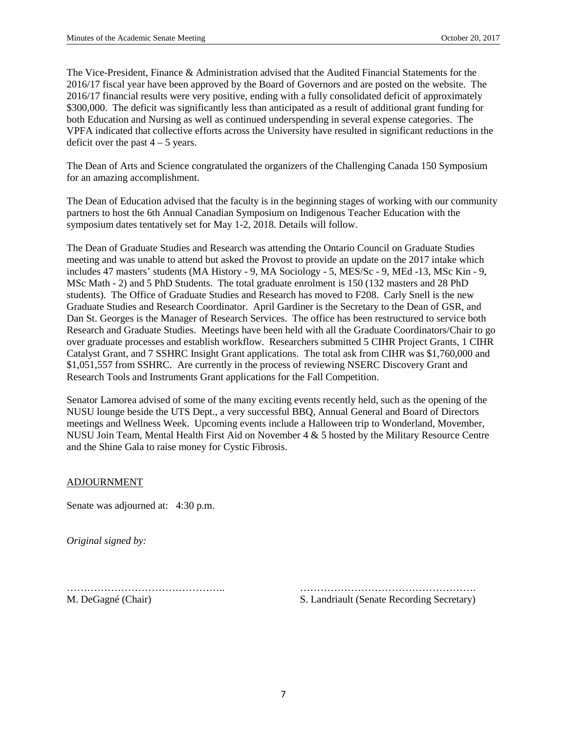The Vice-President, Finance & Administration advised that the Audited Financial Statements for the 2016/17 fiscal year have been approved by the Board of Governors and are posted on the website. The 2016/17 financial results were very positive, ending with a fully consolidated deficit of approximately $300,000. The deficit was significantly less than anticipated as a result of additional grant funding for both Education and Nursing as well as continued underspending in several expense categories. The VPFA indicated that collective efforts across the University have resulted in significant reductions in the deficit over the past 4 – 5 years.

The Dean of Arts and Science congratulated the organizers of the Challenging Canada 150 Symposium for an amazing accomplishment.

The Dean of Education advised that the faculty is in the beginning stages of working with our community partners to host the 6th Annual Canadian Symposium on Indigenous Teacher Education with the symposium dates tentatively set for May 1-2, 2018. Details will follow.

The Dean of Graduate Studies and Research was attending the Ontario Council on Graduate Studies meeting and was unable to attend but asked the Provost to provide an update on the 2017 intake which includes 47 masters' students (MA History - 9, MA Sociology - 5, MES/Sc - 9, MEd -13, MSc Kin - 9, MSc Math - 2) and 5 PhD Students. The total graduate enrolment is 150 (132 masters and 28 PhD students). The Office of Graduate Studies and Research has moved to F208. Carly Snell is the new Graduate Studies and Research Coordinator. April Gardiner is the Secretary to the Dean of GSR, and Dan St. Georges is the Manager of Research Services. The office has been restructured to service both Research and Graduate Studies. Meetings have been held with all the Graduate Coordinators/Chair to go over graduate processes and establish workflow. Researchers submitted 5 CIHR Project Grants, 1 CIHR Catalyst Grant, and 7 SSHRC Insight Grant applications. The total ask from CIHR was $1,760,000 and $1,051,557 from SSHRC. Are currently in the process of reviewing NSERC Discovery Grant and Research Tools and Instruments Grant applications for the Fall Competition.

Senator Lamorea advised of some of the many exciting events recently held, such as the opening of the NUSU lounge beside the UTS Dept., a very successful BBQ, Annual General and Board of Directors meetings and Wellness Week. Upcoming events include a Halloween trip to Wonderland, Movember, NUSU Join Team, Mental Health First Aid on November 4 & 5 hosted by the Military Resource Centre and the Shine Gala to raise money for Cystic Fibrosis.

ADJOURNMENT

Senate was adjourned at: 4:30 p.m.

*Original signed by:*

……………………………………….. ……………………………………………

M. DeGagné (Chair) S. Landriault (Senate Recording Secretary)